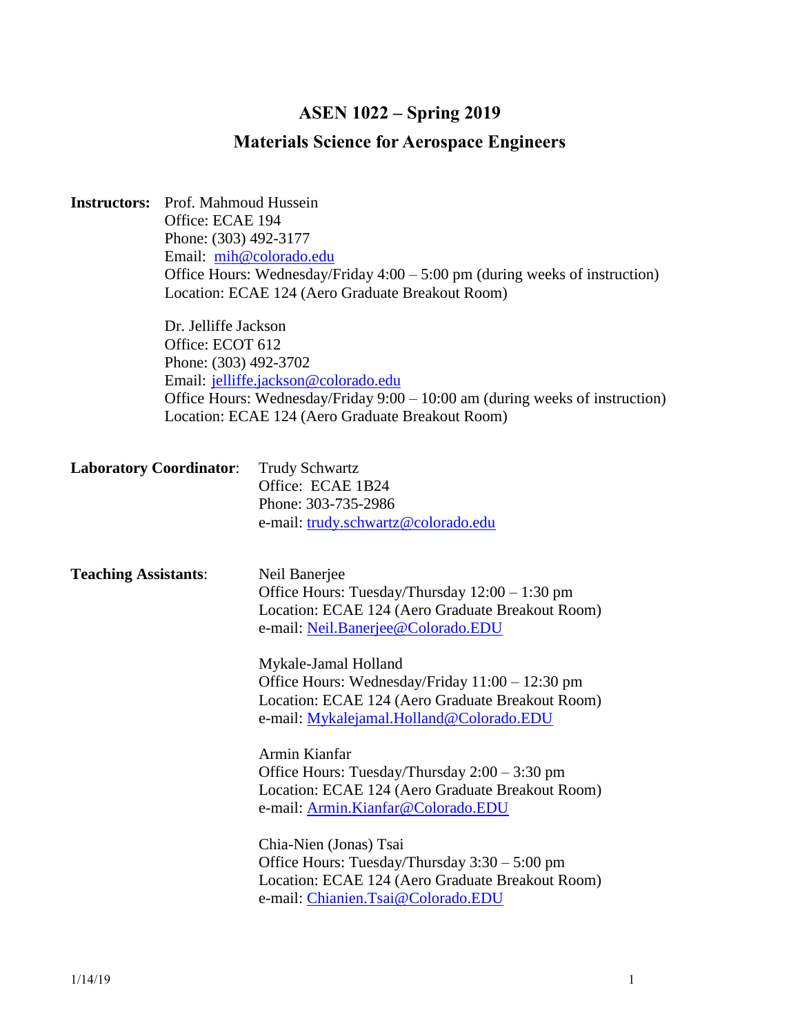# ASEN 1022 – Spring 2019

## Materials Science for Aerospace Engineers

**Instructors:** Prof. Mahmoud Hussein
Office: ECAE 194
Phone: (303) 492-3177
Email: mih@colorado.edu
Office Hours: Wednesday/Friday 4:00 – 5:00 pm (during weeks of instruction)
Location: ECAE 124 (Aero Graduate Breakout Room)

Dr. Jelliffe Jackson
Office: ECOT 612
Phone: (303) 492-3702
Email: jelliffe.jackson@colorado.edu
Office Hours: Wednesday/Friday 9:00 – 10:00 am (during weeks of instruction)
Location: ECAE 124 (Aero Graduate Breakout Room)

**Laboratory Coordinator**: Trudy Schwartz
Office: ECAE 1B24
Phone: 303-735-2986
e-mail: trudy.schwartz@colorado.edu

**Teaching Assistants**: Neil Banerjee
Office Hours: Tuesday/Thursday 12:00 – 1:30 pm
Location: ECAE 124 (Aero Graduate Breakout Room)
e-mail: Neil.Banerjee@Colorado.EDU

Mykale-Jamal Holland
Office Hours: Wednesday/Friday 11:00 – 12:30 pm
Location: ECAE 124 (Aero Graduate Breakout Room)
e-mail: Mykalejamal.Holland@Colorado.EDU

Armin Kianfar
Office Hours: Tuesday/Thursday 2:00 – 3:30 pm
Location: ECAE 124 (Aero Graduate Breakout Room)
e-mail: Armin.Kianfar@Colorado.EDU

Chia-Nien (Jonas) Tsai
Office Hours: Tuesday/Thursday 3:30 – 5:00 pm
Location: ECAE 124 (Aero Graduate Breakout Room)
e-mail: Chianien.Tsai@Colorado.EDU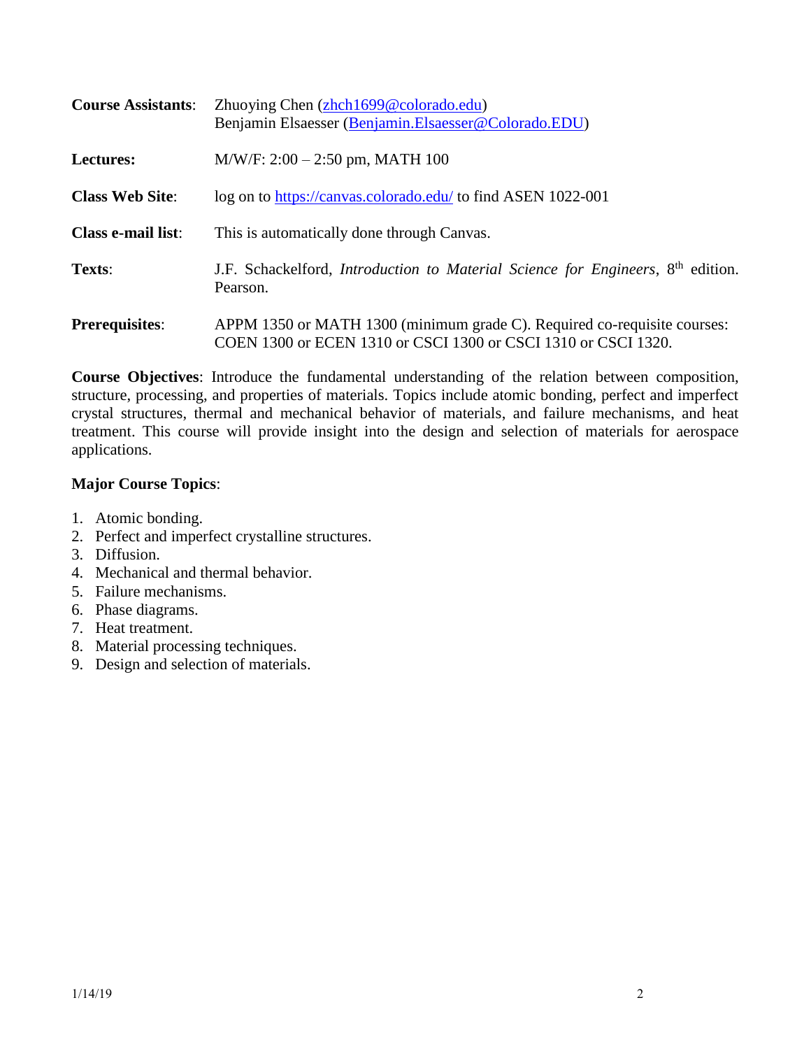**Course Assistants**: Zhuoying Chen (zhch1699@colorado.edu)
Benjamin Elsaesser (Benjamin.Elsaesser@Colorado.EDU)

**Lectures:** M/W/F: 2:00 – 2:50 pm, MATH 100

**Class Web Site**: log on to https://canvas.colorado.edu/ to find ASEN 1022-001

**Class e-mail list**: This is automatically done through Canvas.

**Texts**: J.F. Schackelford, *Introduction to Material Science for Engineers*, 8th edition. Pearson.

**Prerequisites**: APPM 1350 or MATH 1300 (minimum grade C). Required co-requisite courses: COEN 1300 or ECEN 1310 or CSCI 1300 or CSCI 1310 or CSCI 1320.

**Course Objectives**: Introduce the fundamental understanding of the relation between composition, structure, processing, and properties of materials. Topics include atomic bonding, perfect and imperfect crystal structures, thermal and mechanical behavior of materials, and failure mechanisms, and heat treatment. This course will provide insight into the design and selection of materials for aerospace applications.

**Major Course Topics**:

1. Atomic bonding.
2. Perfect and imperfect crystalline structures.
3. Diffusion.
4. Mechanical and thermal behavior.
5. Failure mechanisms.
6. Phase diagrams.
7. Heat treatment.
8. Material processing techniques.
9. Design and selection of materials.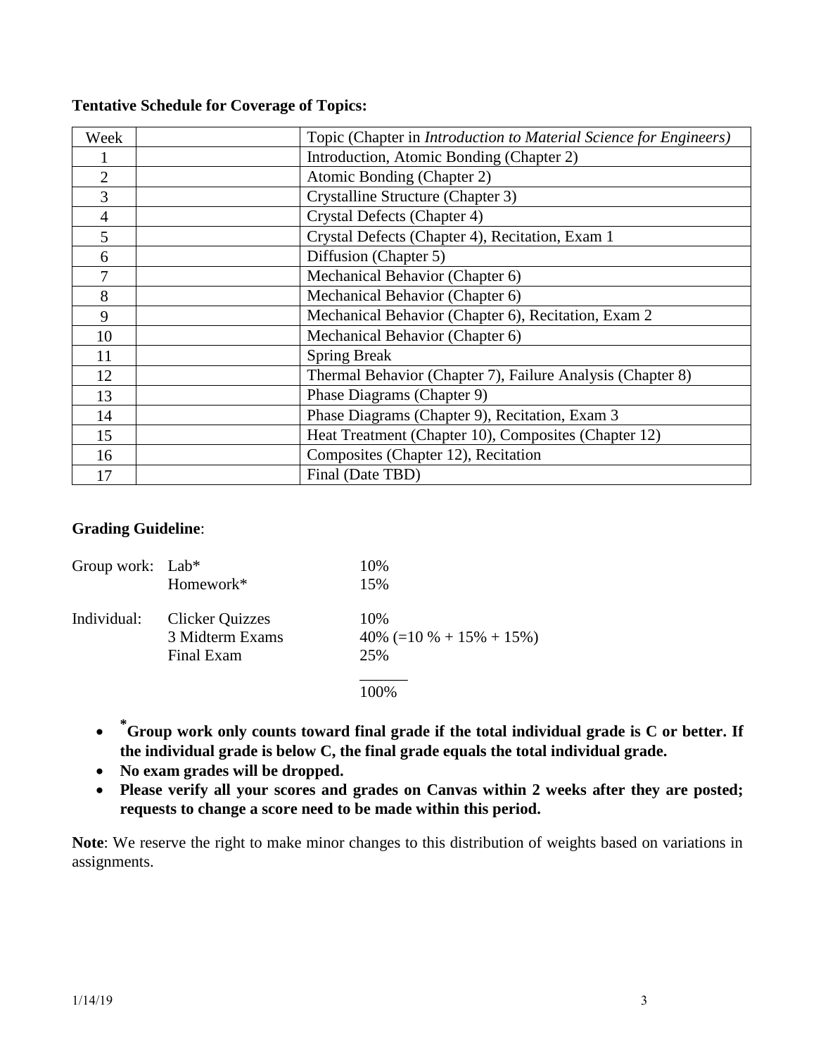**Tentative Schedule for Coverage of Topics:**

| Week | | Topic (Chapter in *Introduction to Material Science for Engineers)* |
|---|---|---|
| 1 | | Introduction, Atomic Bonding (Chapter 2) |
| 2 | | Atomic Bonding (Chapter 2) |
| 3 | | Crystalline Structure (Chapter 3) |
| 4 | | Crystal Defects (Chapter 4) |
| 5 | | Crystal Defects (Chapter 4), Recitation, Exam 1 |
| 6 | | Diffusion (Chapter 5) |
| 7 | | Mechanical Behavior (Chapter 6) |
| 8 | | Mechanical Behavior (Chapter 6) |
| 9 | | Mechanical Behavior (Chapter 6), Recitation, Exam 2 |
| 10 | | Mechanical Behavior (Chapter 6) |
| 11 | | Spring Break |
| 12 | | Thermal Behavior (Chapter 7), Failure Analysis (Chapter 8) |
| 13 | | Phase Diagrams (Chapter 9) |
| 14 | | Phase Diagrams (Chapter 9), Recitation, Exam 3 |
| 15 | | Heat Treatment (Chapter 10), Composites (Chapter 12) |
| 16 | | Composites (Chapter 12), Recitation |
| 17 | | Final (Date TBD) |

**Grading Guideline**:

| | | |
|---|---|---|
| Group work: | Lab* | 10% |
| | Homework* | 15% |
| Individual: | Clicker Quizzes | 10% |
| | 3 Midterm Exams | 40% (=10 % + 15% + 15%) |
| | Final Exam | 25% |
| | | 100% |

- **\*Group work only counts toward final grade if the total individual grade is C or better. If the individual grade is below C, the final grade equals the total individual grade.**
- **No exam grades will be dropped.**
- **Please verify all your scores and grades on Canvas within 2 weeks after they are posted; requests to change a score need to be made within this period.**

**Note**: We reserve the right to make minor changes to this distribution of weights based on variations in assignments.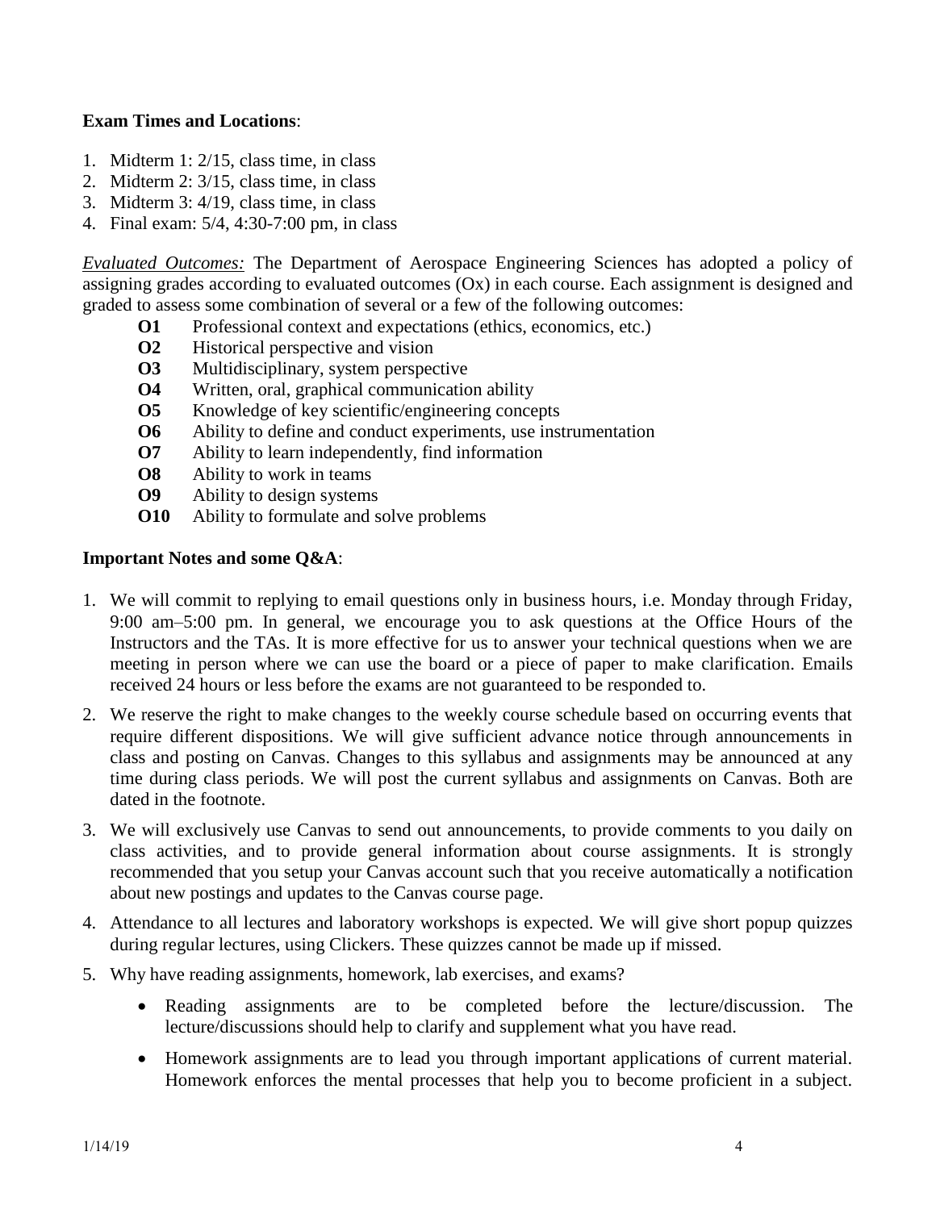**Exam Times and Locations**:

1. Midterm 1: 2/15, class time, in class
2. Midterm 2: 3/15, class time, in class
3. Midterm 3: 4/19, class time, in class
4. Final exam: 5/4, 4:30-7:00 pm, in class

*Evaluated Outcomes:* The Department of Aerospace Engineering Sciences has adopted a policy of assigning grades according to evaluated outcomes (Ox) in each course. Each assignment is designed and graded to assess some combination of several or a few of the following outcomes:

- **O1** Professional context and expectations (ethics, economics, etc.)
- **O2** Historical perspective and vision
- **O3** Multidisciplinary, system perspective
- **O4** Written, oral, graphical communication ability
- **O5** Knowledge of key scientific/engineering concepts
- **O6** Ability to define and conduct experiments, use instrumentation
- **O7** Ability to learn independently, find information
- **O8** Ability to work in teams
- **O9** Ability to design systems
- **O10** Ability to formulate and solve problems

**Important Notes and some Q&A**:

1. We will commit to replying to email questions only in business hours, i.e. Monday through Friday, 9:00 am–5:00 pm. In general, we encourage you to ask questions at the Office Hours of the Instructors and the TAs. It is more effective for us to answer your technical questions when we are meeting in person where we can use the board or a piece of paper to make clarification. Emails received 24 hours or less before the exams are not guaranteed to be responded to.

2. We reserve the right to make changes to the weekly course schedule based on occurring events that require different dispositions. We will give sufficient advance notice through announcements in class and posting on Canvas. Changes to this syllabus and assignments may be announced at any time during class periods. We will post the current syllabus and assignments on Canvas. Both are dated in the footnote.

3. We will exclusively use Canvas to send out announcements, to provide comments to you daily on class activities, and to provide general information about course assignments. It is strongly recommended that you setup your Canvas account such that you receive automatically a notification about new postings and updates to the Canvas course page.

4. Attendance to all lectures and laboratory workshops is expected. We will give short popup quizzes during regular lectures, using Clickers. These quizzes cannot be made up if missed.

5. Why have reading assignments, homework, lab exercises, and exams?

    - Reading assignments are to be completed before the lecture/discussion. The lecture/discussions should help to clarify and supplement what you have read.

    - Homework assignments are to lead you through important applications of current material. Homework enforces the mental processes that help you to become proficient in a subject.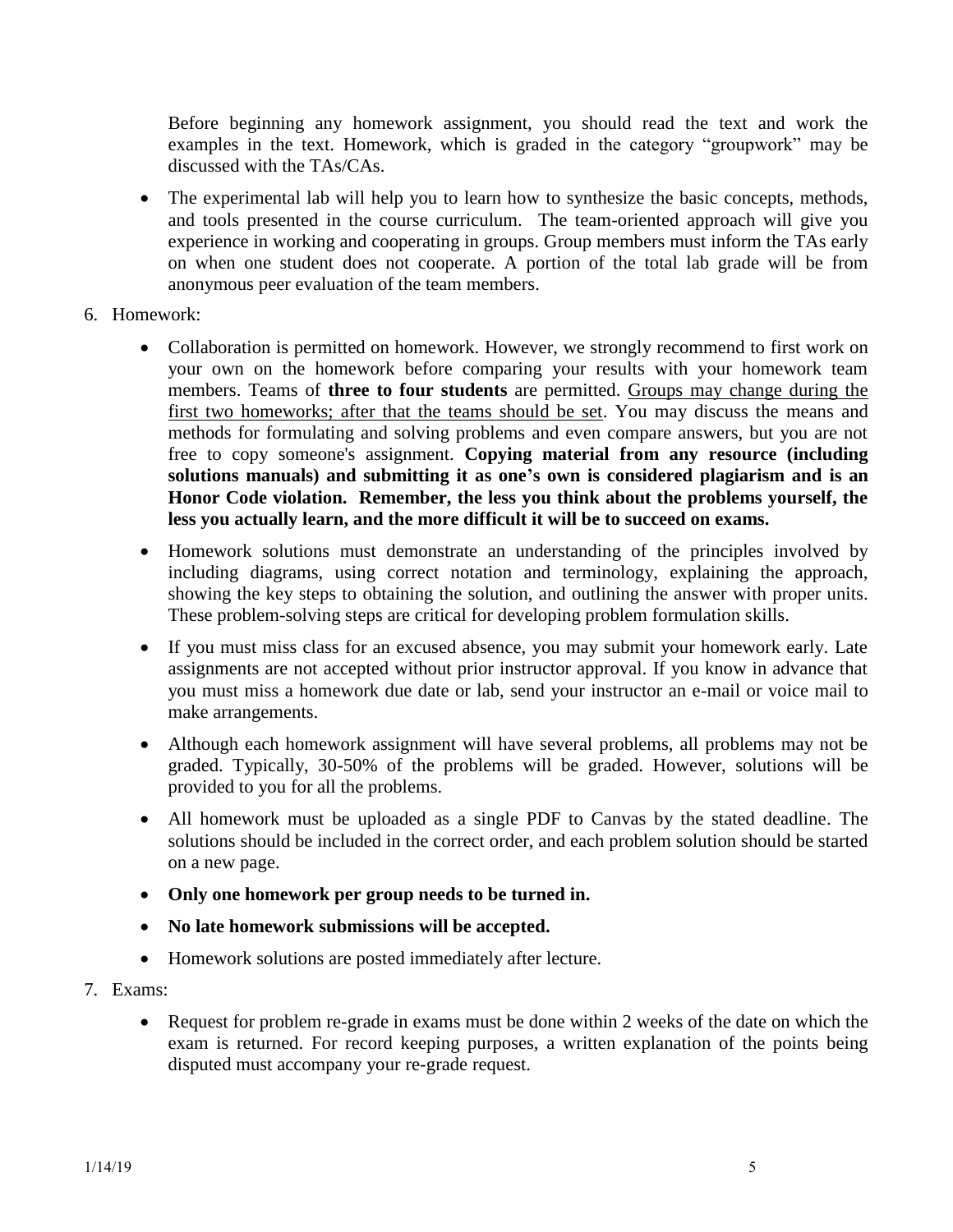Before beginning any homework assignment, you should read the text and work the examples in the text. Homework, which is graded in the category "groupwork" may be discussed with the TAs/CAs.

- The experimental lab will help you to learn how to synthesize the basic concepts, methods, and tools presented in the course curriculum. The team-oriented approach will give you experience in working and cooperating in groups. Group members must inform the TAs early on when one student does not cooperate. A portion of the total lab grade will be from anonymous peer evaluation of the team members.

6. Homework:

   - Collaboration is permitted on homework. However, we strongly recommend to first work on your own on the homework before comparing your results with your homework team members. Teams of **three to four students** are permitted. <u>Groups may change during the first two homeworks; after that the teams should be set</u>. You may discuss the means and methods for formulating and solving problems and even compare answers, but you are not free to copy someone's assignment. **Copying material from any resource (including solutions manuals) and submitting it as one's own is considered plagiarism and is an Honor Code violation. Remember, the less you think about the problems yourself, the less you actually learn, and the more difficult it will be to succeed on exams.**
   - Homework solutions must demonstrate an understanding of the principles involved by including diagrams, using correct notation and terminology, explaining the approach, showing the key steps to obtaining the solution, and outlining the answer with proper units. These problem-solving steps are critical for developing problem formulation skills.
   - If you must miss class for an excused absence, you may submit your homework early. Late assignments are not accepted without prior instructor approval. If you know in advance that you must miss a homework due date or lab, send your instructor an e-mail or voice mail to make arrangements.
   - Although each homework assignment will have several problems, all problems may not be graded. Typically, 30-50% of the problems will be graded. However, solutions will be provided to you for all the problems.
   - All homework must be uploaded as a single PDF to Canvas by the stated deadline. The solutions should be included in the correct order, and each problem solution should be started on a new page.
   - **Only one homework per group needs to be turned in.**
   - **No late homework submissions will be accepted.**
   - Homework solutions are posted immediately after lecture.

7. Exams:

   - Request for problem re-grade in exams must be done within 2 weeks of the date on which the exam is returned. For record keeping purposes, a written explanation of the points being disputed must accompany your re-grade request.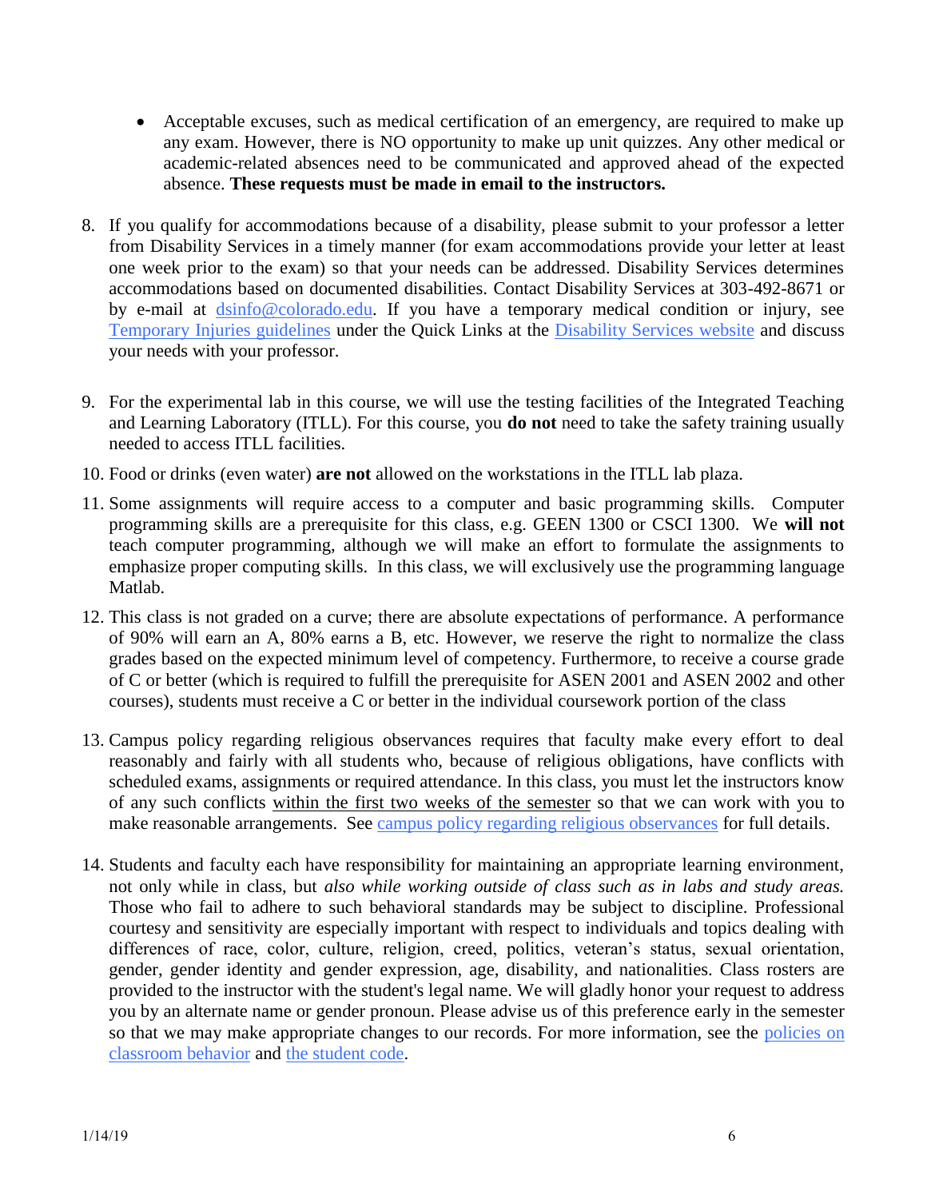- Acceptable excuses, such as medical certification of an emergency, are required to make up any exam. However, there is NO opportunity to make up unit quizzes. Any other medical or academic-related absences need to be communicated and approved ahead of the expected absence. **These requests must be made in email to the instructors.**

8. If you qualify for accommodations because of a disability, please submit to your professor a letter from Disability Services in a timely manner (for exam accommodations provide your letter at least one week prior to the exam) so that your needs can be addressed. Disability Services determines accommodations based on documented disabilities. Contact Disability Services at 303-492-8671 or by e-mail at dsinfo@colorado.edu. If you have a temporary medical condition or injury, see Temporary Injuries guidelines under the Quick Links at the Disability Services website and discuss your needs with your professor.

9. For the experimental lab in this course, we will use the testing facilities of the Integrated Teaching and Learning Laboratory (ITLL). For this course, you **do not** need to take the safety training usually needed to access ITLL facilities.

10. Food or drinks (even water) **are not** allowed on the workstations in the ITLL lab plaza.

11. Some assignments will require access to a computer and basic programming skills. Computer programming skills are a prerequisite for this class, e.g. GEEN 1300 or CSCI 1300. We **will not** teach computer programming, although we will make an effort to formulate the assignments to emphasize proper computing skills. In this class, we will exclusively use the programming language Matlab.

12. This class is not graded on a curve; there are absolute expectations of performance. A performance of 90% will earn an A, 80% earns a B, etc. However, we reserve the right to normalize the class grades based on the expected minimum level of competency. Furthermore, to receive a course grade of C or better (which is required to fulfill the prerequisite for ASEN 2001 and ASEN 2002 and other courses), students must receive a C or better in the individual coursework portion of the class

13. Campus policy regarding religious observances requires that faculty make every effort to deal reasonably and fairly with all students who, because of religious obligations, have conflicts with scheduled exams, assignments or required attendance. In this class, you must let the instructors know of any such conflicts <u>within the first two weeks of the semester</u> so that we can work with you to make reasonable arrangements. See campus policy regarding religious observances for full details.

14. Students and faculty each have responsibility for maintaining an appropriate learning environment, not only while in class, but *also while working outside of class such as in labs and study areas.* Those who fail to adhere to such behavioral standards may be subject to discipline. Professional courtesy and sensitivity are especially important with respect to individuals and topics dealing with differences of race, color, culture, religion, creed, politics, veteran's status, sexual orientation, gender, gender identity and gender expression, age, disability, and nationalities. Class rosters are provided to the instructor with the student's legal name. We will gladly honor your request to address you by an alternate name or gender pronoun. Please advise us of this preference early in the semester so that we may make appropriate changes to our records. For more information, see the policies on classroom behavior and the student code.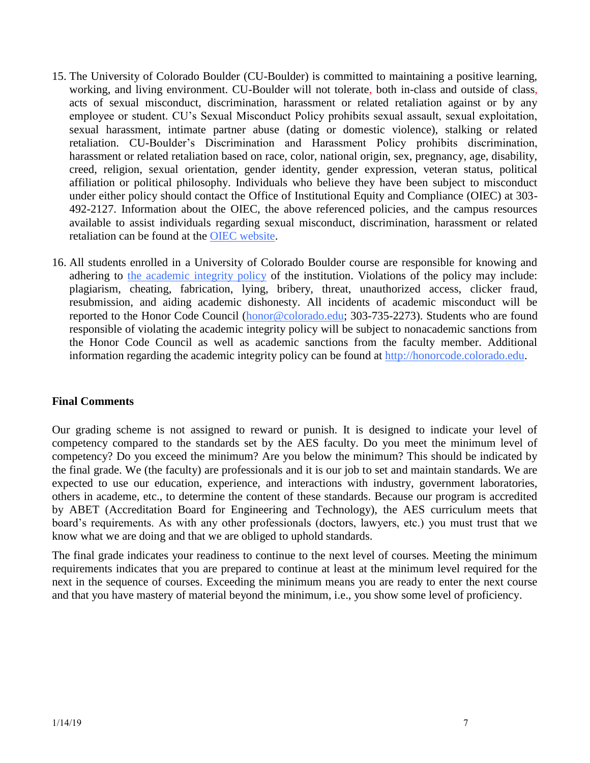15. The University of Colorado Boulder (CU-Boulder) is committed to maintaining a positive learning, working, and living environment. CU-Boulder will not tolerate, both in-class and outside of class, acts of sexual misconduct, discrimination, harassment or related retaliation against or by any employee or student. CU's Sexual Misconduct Policy prohibits sexual assault, sexual exploitation, sexual harassment, intimate partner abuse (dating or domestic violence), stalking or related retaliation. CU-Boulder's Discrimination and Harassment Policy prohibits discrimination, harassment or related retaliation based on race, color, national origin, sex, pregnancy, age, disability, creed, religion, sexual orientation, gender identity, gender expression, veteran status, political affiliation or political philosophy. Individuals who believe they have been subject to misconduct under either policy should contact the Office of Institutional Equity and Compliance (OIEC) at 303-492-2127. Information about the OIEC, the above referenced policies, and the campus resources available to assist individuals regarding sexual misconduct, discrimination, harassment or related retaliation can be found at the OIEC website.

16. All students enrolled in a University of Colorado Boulder course are responsible for knowing and adhering to the academic integrity policy of the institution. Violations of the policy may include: plagiarism, cheating, fabrication, lying, bribery, threat, unauthorized access, clicker fraud, resubmission, and aiding academic dishonesty. All incidents of academic misconduct will be reported to the Honor Code Council (honor@colorado.edu; 303-735-2273). Students who are found responsible of violating the academic integrity policy will be subject to nonacademic sanctions from the Honor Code Council as well as academic sanctions from the faculty member. Additional information regarding the academic integrity policy can be found at http://honorcode.colorado.edu.

**Final Comments**

Our grading scheme is not assigned to reward or punish. It is designed to indicate your level of competency compared to the standards set by the AES faculty. Do you meet the minimum level of competency? Do you exceed the minimum? Are you below the minimum? This should be indicated by the final grade. We (the faculty) are professionals and it is our job to set and maintain standards. We are expected to use our education, experience, and interactions with industry, government laboratories, others in academe, etc., to determine the content of these standards. Because our program is accredited by ABET (Accreditation Board for Engineering and Technology), the AES curriculum meets that board's requirements. As with any other professionals (doctors, lawyers, etc.) you must trust that we know what we are doing and that we are obliged to uphold standards.

The final grade indicates your readiness to continue to the next level of courses. Meeting the minimum requirements indicates that you are prepared to continue at least at the minimum level required for the next in the sequence of courses. Exceeding the minimum means you are ready to enter the next course and that you have mastery of material beyond the minimum, i.e., you show some level of proficiency.